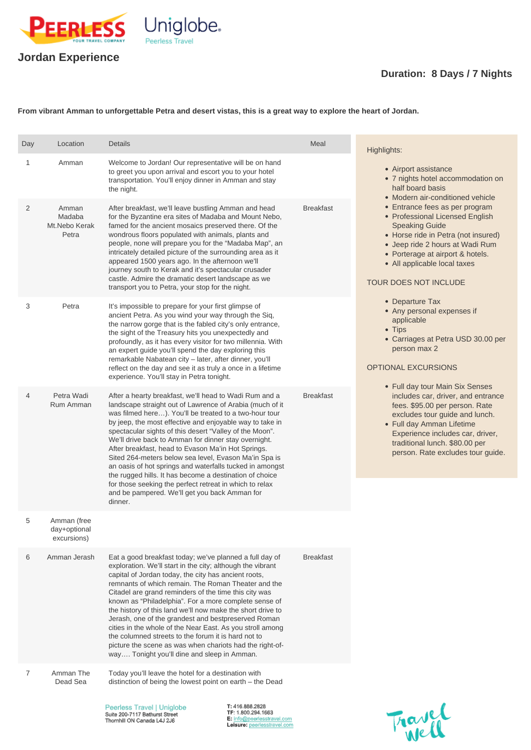# Jordan Experience

**Duration: 8 Days / 7 Nights**

**From vibrant Amman to unforgettable Petra and desert vistas, this is a great way to explore the heart of Jordan.**

| Day | Location | Details | Meal |
|---|---|---|---|
| 1 | Amman | Welcome to Jordan! Our representative will be on hand to greet you upon arrival and escort you to your hotel transportation. You'll enjoy dinner in Amman and stay the night. | |
| 2 | Amman Madaba Mt.Nebo Kerak Petra | After breakfast, we'll leave bustling Amman and head for the Byzantine era sites of Madaba and Mount Nebo, famed for the ancient mosaics preserved there. Of the wondrous floors populated with animals, plants and people, none will prepare you for the "Madaba Map", an intricately detailed picture of the surrounding area as it appeared 1500 years ago. In the afternoon we'll journey south to Kerak and it's spectacular crusader castle. Admire the dramatic desert landscape as we transport you to Petra, your stop for the night. | Breakfast |
| 3 | Petra | It's impossible to prepare for your first glimpse of ancient Petra. As you wind your way through the Siq, the narrow gorge that is the fabled city's only entrance, the sight of the Treasury hits you unexpectedly and profoundly, as it has every visitor for two millennia. With an expert guide you'll spend the day exploring this remarkable Nabatean city – later, after dinner, you'll reflect on the day and see it as truly a once in a lifetime experience. You'll stay in Petra tonight. | |
| 4 | Petra Wadi Rum Amman | After a hearty breakfast, we'll head to Wadi Rum and a landscape straight out of Lawrence of Arabia (much of it was filmed here…). You'll be treated to a two-hour tour by jeep, the most effective and enjoyable way to take in spectacular sights of this desert "Valley of the Moon". We'll drive back to Amman for dinner stay overnight. After breakfast, head to Evason Ma'in Hot Springs. Sited 264-meters below sea level, Evason Ma'in Spa is an oasis of hot springs and waterfalls tucked in amongst the rugged hills. It has become a destination of choice for those seeking the perfect retreat in which to relax and be pampered. We'll get you back Amman for dinner. | Breakfast |
| 5 | Amman (free day+optional excursions) | | |
| 6 | Amman Jerash | Eat a good breakfast today; we've planned a full day of exploration. We'll start in the city; although the vibrant capital of Jordan today, the city has ancient roots, remnants of which remain. The Roman Theater and the Citadel are grand reminders of the time this city was known as "Philadelphia". For a more complete sense of the history of this land we'll now make the short drive to Jerash, one of the grandest and bestpreserved Roman cities in the whole of the Near East. As you stroll among the columned streets to the forum it is hard not to picture the scene as was when chariots had the right-of-way…. Tonight you'll dine and sleep in Amman. | Breakfast |
| 7 | Amman The Dead Sea | Today you'll leave the hotel for a destination with distinction of being the lowest point on earth – the Dead | |

Highlights:

- Airport assistance
- 7 nights hotel accommodation on half board basis
- Modern air-conditioned vehicle
- Entrance fees as per program
- Professional Licensed English Speaking Guide
- Horse ride in Petra (not insured)
- Jeep ride 2 hours at Wadi Rum
- Porterage at airport & hotels.
- All applicable local taxes

TOUR DOES NOT INCLUDE

- Departure Tax
- Any personal expenses if applicable
- Tips
- Carriages at Petra USD 30.00 per person max 2

OPTIONAL EXCURSIONS

- Full day tour Main Six Senses includes car, driver, and entrance fees. $95.00 per person. Rate excludes tour guide and lunch.
- Full day Amman Lifetime Experience includes car, driver, traditional lunch. $80.00 per person. Rate excludes tour guide.

Peerless Travel | Uniglobe
Suite 200-7117 Bathurst Street
Thornhill ON Canada L4J 2J6

T: 416.886.2828
TF: 1.800.294.1663
E: info@peerlesstravel.com
Leisure: peerlesstravel.com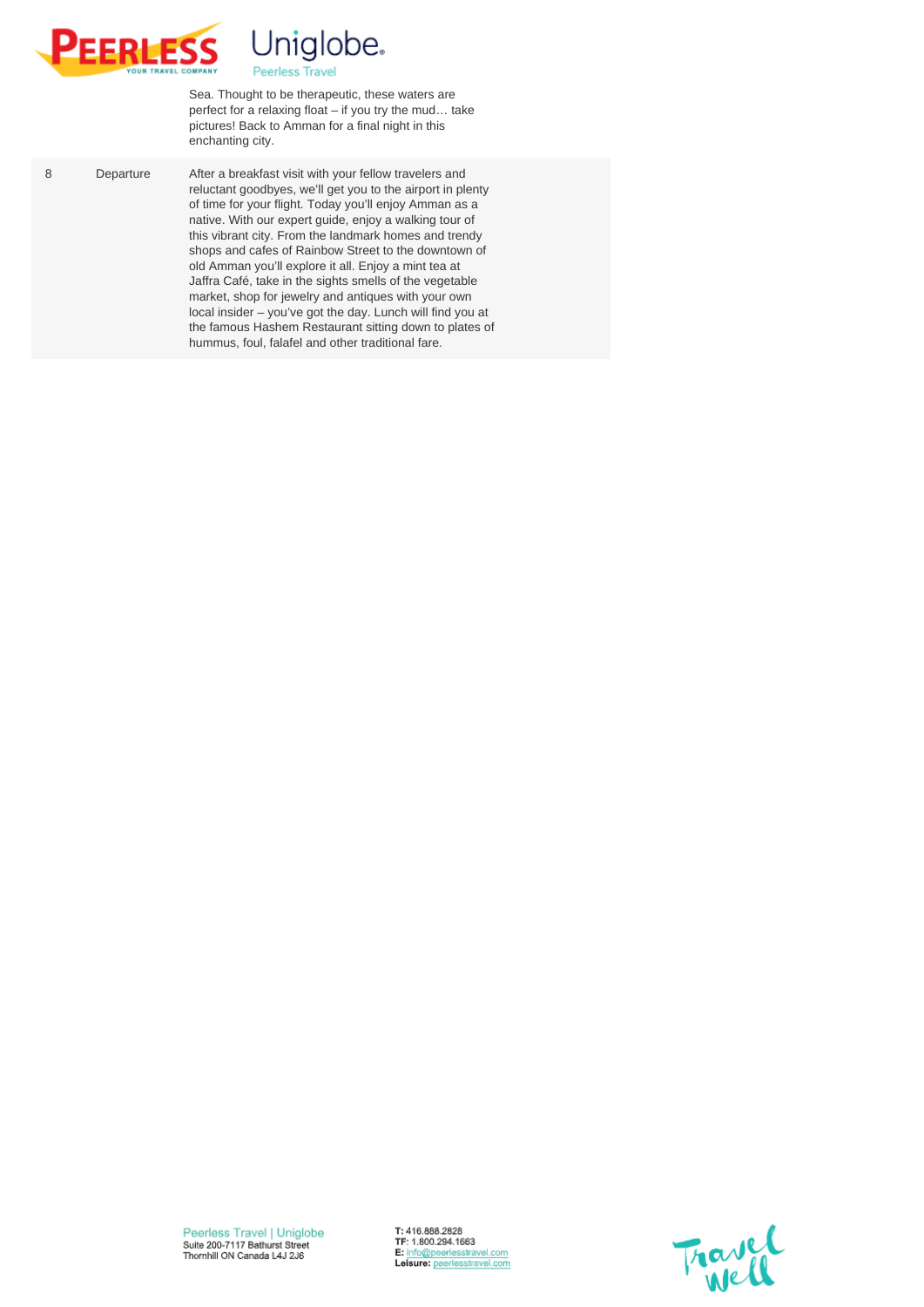| | | |
|---|---|---|
| | | Sea. Thought to be therapeutic, these waters are perfect for a relaxing float – if you try the mud… take pictures! Back to Amman for a final night in this enchanting city. |
| 8 | Departure | After a breakfast visit with your fellow travelers and reluctant goodbyes, we'll get you to the airport in plenty of time for your flight. Today you'll enjoy Amman as a native. With our expert guide, enjoy a walking tour of this vibrant city. From the landmark homes and trendy shops and cafes of Rainbow Street to the downtown of old Amman you'll explore it all. Enjoy a mint tea at Jaffra Café, take in the sights smells of the vegetable market, shop for jewelry and antiques with your own local insider – you've got the day. Lunch will find you at the famous Hashem Restaurant sitting down to plates of hummus, foul, falafel and other traditional fare. |

Peerless Travel | Uniglobe
Suite 200-7117 Bathurst Street
Thornhill ON Canada L4J 2J6

**T:** 416.886.2828
**TF:** 1.800.294.1663
**E:** info@peerlesstravel.com
**Leisure:** peerlesstravel.com